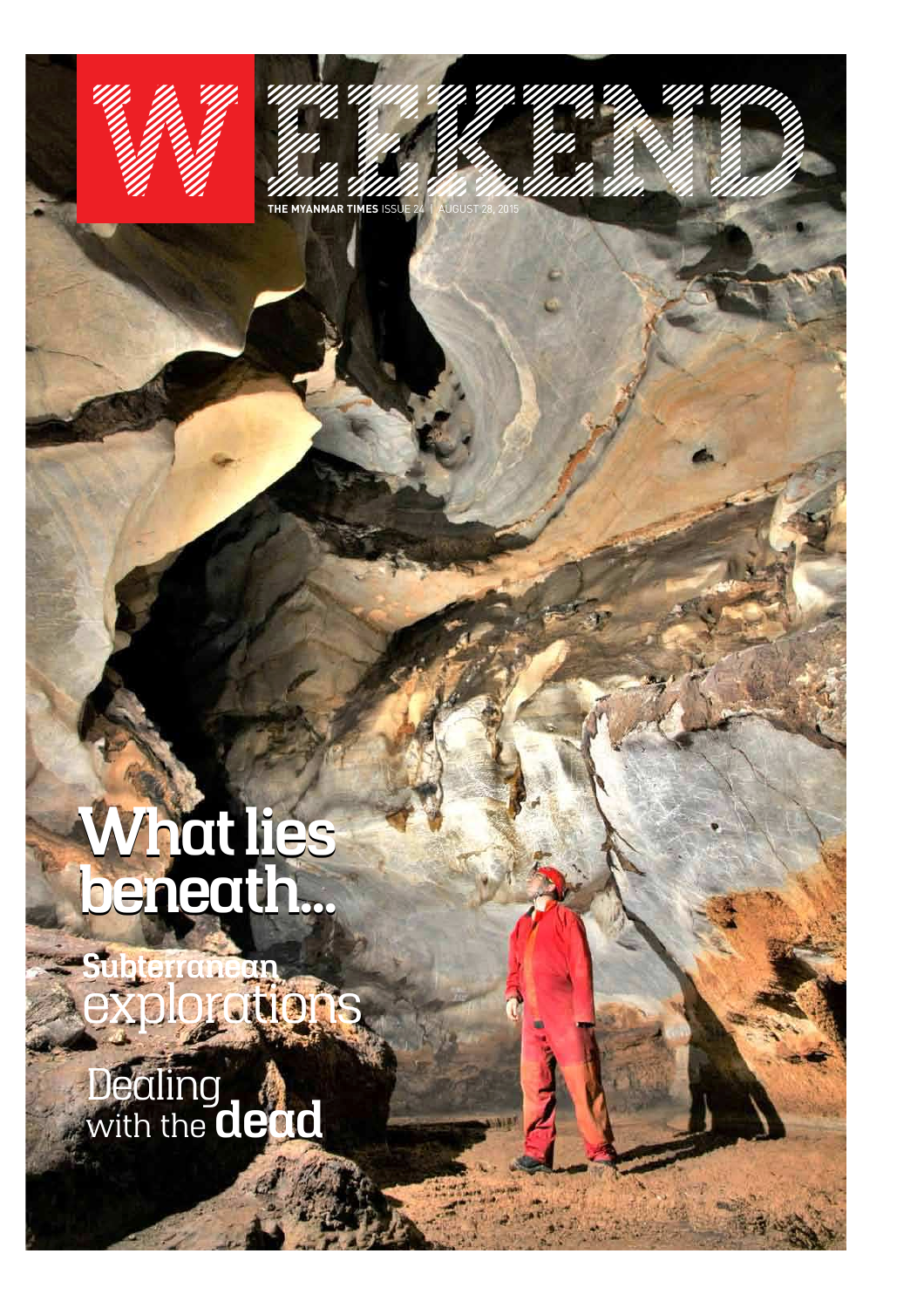# WEEKEND

THE MYANMAR TIMES ISSUE 24 | AUGUST 28, 2015

## What lies beneath...

**Subterranean** explorations

Dealing with the **dead**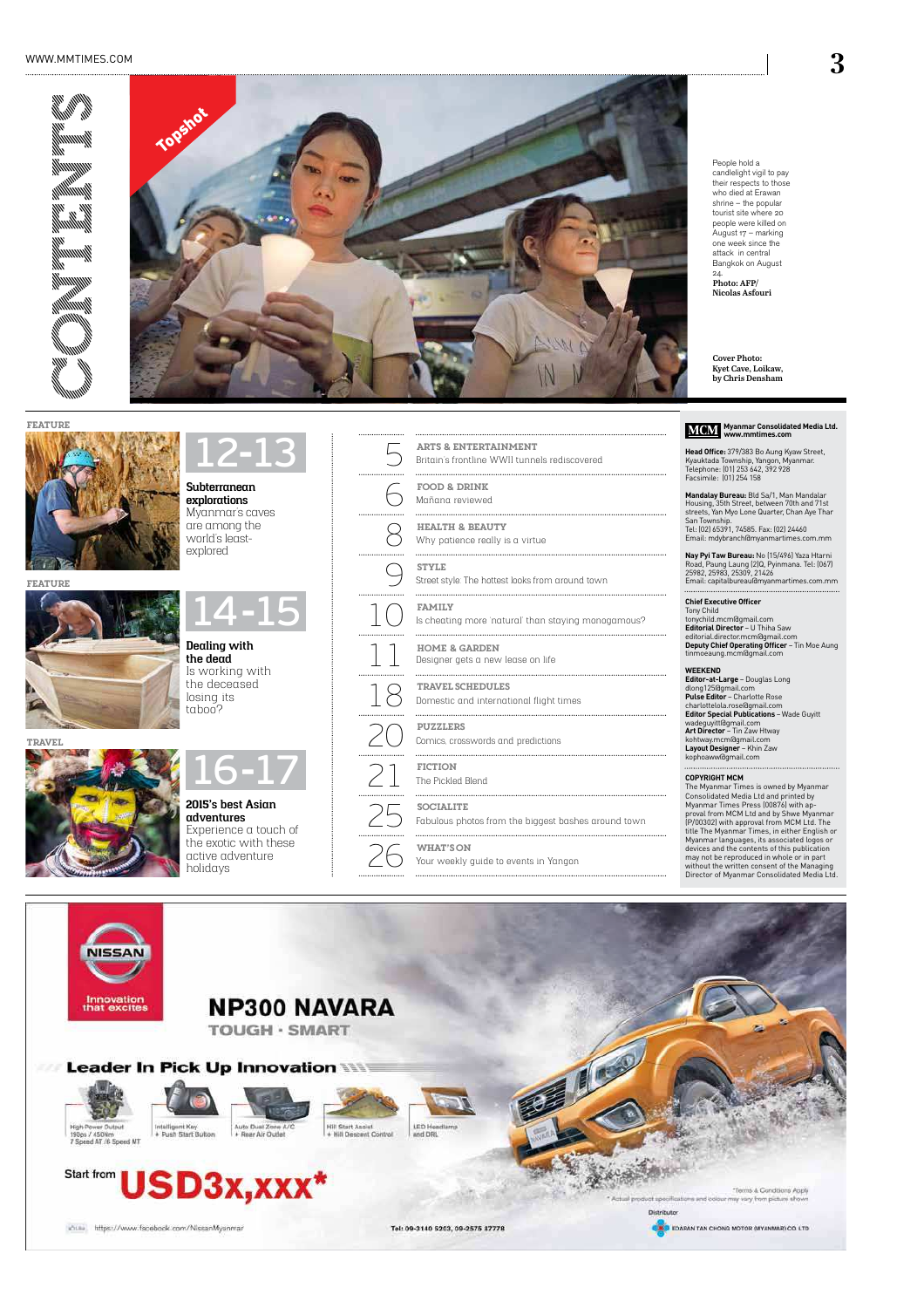# CONTENTS

Topshot

People hold a candlelight vigil to pay their respects to those who died at Erawan shrine – the popular tourist site where 20 people were killed on August 17 – marking one week since the attack in central Bangkok on August 24.
**Photo: AFP/ Nicolas Asfouri**

**Cover Photo: Kyet Cave, Loikaw, by Chris Densham**

FEATURE

## 12-13

**Subterranean explorations**
Myanmar's caves are among the world's least-explored

FEATURE

## 14-15

**Dealing with the dead**
Is working with the deceased losing its taboo?

TRAVEL

## 16-17

**2015's best Asian adventures**
Experience a touch of the exotic with these active adventure holidays

5 **ARTS & ENTERTAINMENT**
Britain's frontline WWII tunnels rediscovered

6 **FOOD & DRINK**
Mañana reviewed

8 **HEALTH & BEAUTY**
Why patience really is a virtue

9 **STYLE**
Street style: The hottest looks from around town

10 **FAMILY**
Is cheating more 'natural' than staying monogamous?

11 **HOME & GARDEN**
Designer gets a new lease on life

18 **TRAVEL SCHEDULES**
Domestic and international flight times

20 **PUZZLERS**
Comics, crosswords and predictions

21 **FICTION**
The Pickled Blend

25 **SOCIALITE**
Fabulous photos from the biggest bashes around town

26 **WHAT'S ON**
Your weekly guide to events in Yangon

**MCM** **Myanmar Consolidated Media Ltd.**
**www.mmtimes.com**

**Head Office:** 379/383 Bo Aung Kyaw Street, Kyauktada Township, Yangon, Myanmar.
Telephone: (01) 253 642, 392 928
Facsimile: (01) 254 158

**Mandalay Bureau:** Bld Sa/1, Man Mandalar Housing, 35th Street, between 70th and 71st streets, Yan Myo Lone Quarter, Chan Aye Thar San Township.
Tel: (02) 65391, 74585. Fax: (02) 24460
Email: mdybranch@myanmartimes.com.mm

**Nay Pyi Taw Bureau:** No (15/496) Yaza Htarni Road, Paung Laung (2)Q, Pyinmana. Tel: (067) 25982, 25983, 25309, 21426
Email: capitalbureau@myanmartimes.com.mm

**Chief Executive Officer**
Tony Child
tonychild.mcm@gmail.com
**Editorial Director** – U Thiha Saw
editorial.director.mcm@gmail.com
**Deputy Chief Operating Officer** – Tin Moe Aung
tinmoeaung.mcm@gmail.com

**WEEKEND**
**Editor-at-Large** – Douglas Long
dlong125@gmail.com
**Pulse Editor** – Charlotte Rose
charlottelola.rose@gmail.com
**Editor Special Publications** – Wade Guyitt
wadeguyitt@gmail.com
**Art Director** – Tin Zaw Htway
kohtway.mcm@gmail.com
**Layout Designer** – Khin Zaw
kophoaww@gmail.com

**COPYRIGHT MCM**
The Myanmar Times is owned by Myanmar Consolidated Media Ltd and printed by Myanmar Times Press (00874) with approval from MCM Ltd and by Shwe Myanmar (P/00302) with approval from MCM Ltd. The title The Myanmar Times, in either English or Myanmar languages, its associated logos or devices and the contents of this publication may not be reproduced in whole or in part without the written consent of the Managing Director of Myanmar Consolidated Media Ltd.

---

NISSAN
Innovation that excites

## NP300 NAVARA
TOUGH · SMART

**Leader In Pick Up Innovation**

- High Power Output 190ps / 450Nm 7 Speed AT /6 Speed MT
- Intelligent Key + Push Start Button
- Auto Dual Zone A/C + Rear Air Outlet
- Hill Start Assist + Hill Descent Control
- LED Headlamp and DRL

Start from **USD3x,xxx***

*Terms & Conditions Apply
* Actual product specifications and colour may vary from picture shown

https://www.facebook.com/NissanMyanmar

Tel: 09-3140 5203, 09-2575 27778

Distributor
EDARAN TAN CHONG MOTOR (MYANMAR) CO LTD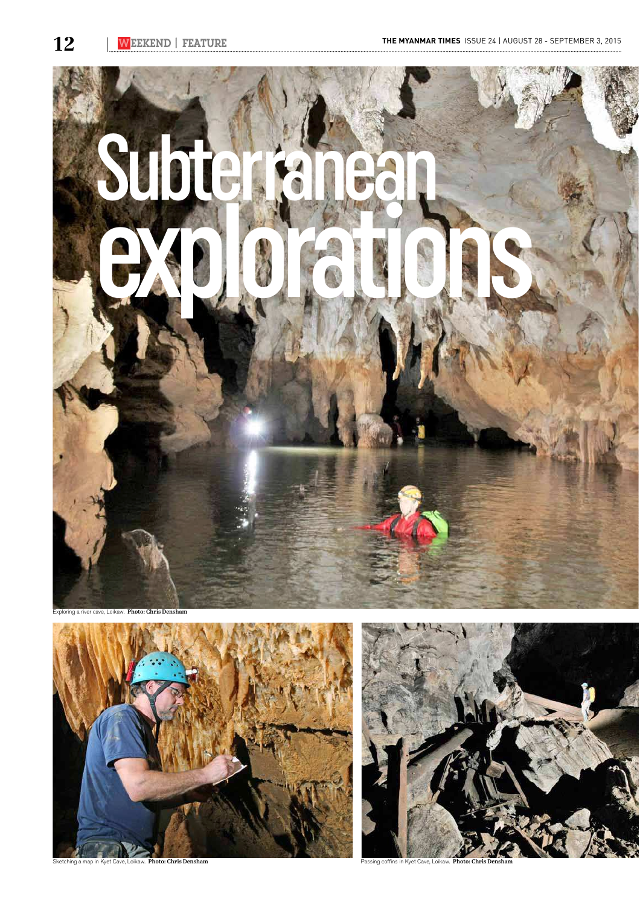# Subterranean explorations

Exploring a river cave, Loikaw. **Photo: Chris Densham**

Sketching a map in Kyet Cave, Loikaw. **Photo: Chris Densham**

Passing coffins in Kyet Cave, Loikaw. **Photo: Chris Densham**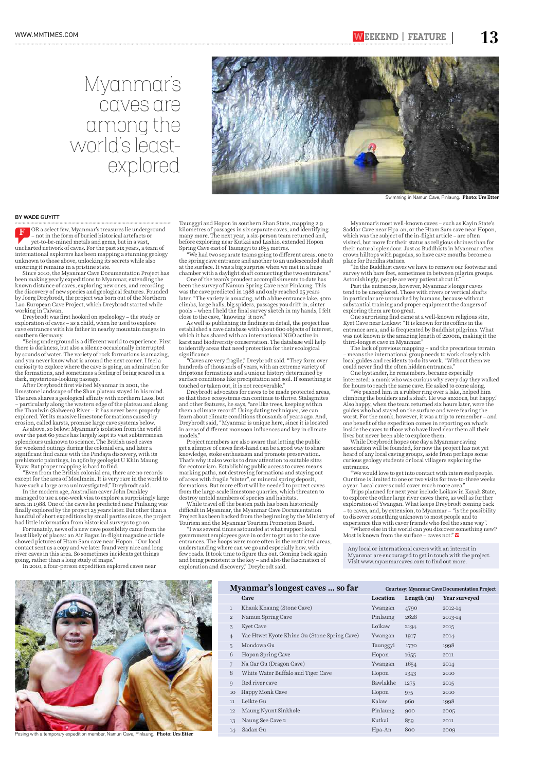# Myanmar's caves are among the world's least-explored

Swimming in Namun Cave, Pinlaung. **Photo: Urs Etter**

**BY WADE GUYITT**

FOR a select few, Myanmar's treasures lie underground – not in the form of buried historical artefacts or yet-to-be-mined metals and gems, but in a vast, uncharted network of caves. For the past six years, a team of international explorers has been mapping a stunning geology unknown to those above, unlocking its secrets while also ensuring it remains in a pristine state.

Since 2010, the Myanmar Cave Documentation Project has been making yearly expeditions to Myanmar, extending the known distance of caves, exploring new ones, and recording the discovery of new species and geological features. Founded by Joerg Dreybrodt, the project was born out of the Northern Lao-European Cave Project, which Dreybrodt started while working in Taiwan.

Dreybrodt was first hooked on speleology – the study or exploration of caves – as a child, when he used to explore cave entrances with his father in nearby mountain ranges in southern Germany.

"Being underground is a different world to experience. First there is darkness, but also a silence occasionally interrupted by sounds of water. The variety of rock formations is amazing, and you never know what is around the next corner. I feel a curiosity to explore where the cave is going, an admiration for the formations, and sometimes a feeling of being scared in a dark, mysterious-looking passage."

After Dreybrodt first visited Myanmar in 2001, the limestone landscape of the Shan plateau stayed in his mind. The area shares a geological affinity with northern Laos, but – particularly along the western edge of the plateau and along the Thanlwin (Salween) River – it has never been properly explored. Yet its massive limestone formations caused by erosion, called karsts, promise large cave systems below.

As above, so below: Myanmar's isolation from the world over the past 60 years has largely kept its vast subterranean splendours unknown to science. The British used caves for weekend outings during the colonial era, and later a significant find came with the Pindaya discovery, with its prehistoric paintings, in 1960 by geologist U Khin Maung Kyaw. But proper mapping is hard to find.

"Even from the British colonial era, there are no records except for the area of Moulmein. It is very rare in the world to have such a large area uninvestigated," Dreybrodt said.

In the modern age, Australian caver John Dunkley managed to use a one-week visa to explore a surprisingly large area in 1988. One of the caves he predicted near Pinlaung was finally explored by the project 25 years later. But other than a handful of short expeditions by small parties since, the project had little information from historical surveys to go on.

Fortunately, news of a new cave possibility came from the least likely of places: an Air Bagan in-flight magazine article showed pictures of Htam Sam cave near Hopon. "Our local contact sent us a copy and we later found very nice and long river caves in this area. So sometimes incidents get things going, rather than a long study of maps."

In 2010, a four-person expedition explored caves near Taunggyi and Hopon in southern Shan State, mapping 2.9 kilometres of passages in six separate caves, and identifying many more. The next year, a six-person team returned and, before exploring near Kutkai and Lashio, extended Hopon Spring Cave east of Taunggyi to 1655 metres.

"We had two separate teams going to different areas, one to the spring cave entrance and another to an undescended shaft at the surface. It was a big surprise when we met in a huge chamber with a daylight shaft connecting the two entrances."

One of the team's proudest accomplishments to date has been the survey of Namun Spring Cave near Pinlaung. This was the cave predicted in 1988 and only reached 25 years later. "The variety is amazing, with a blue entrance lake, 40m climbs, large halls, big spiders, passages you drift in, sinter pools – when I held the final survey sketch in my hands, I felt close to the cave, 'knowing' it now."

As well as publishing its findings in detail, the project has established a cave database with about 600 objects of interest, which it has shared with an international NGO active in karst and biodiversity conservation. The database will help to identify areas that need protection for their ecological significance.

"Caves are very fragile," Dreybrodt said. "They form over hundreds of thousands of years, with an extreme variety of dripstone formations and a unique history determined by surface conditions like precipitation and soil. If something is touched or taken out, it is not recoverable."

Dreybrodt advocates for caves to be made protected areas, so that these ecosystems can continue to thrive. Stalagmites and other features, he says, "are like trees, keeping within them a climate record". Using dating techniques, we can learn about climate conditions thousands of years ago. And, Dreybrodt said, "Myanmar is unique here, since it is located in areas of different monsoon influences and key in climate models."

Project members are also aware that letting the public get a glimpse of caves first-hand can be a good way to share knowledge, stoke enthusiasm and promote preservation. That's why it also works to draw attention to suitable sites for ecotourism. Establishing public access to caves means marking paths, not destroying formations and staying out of areas with fragile "sinter", or mineral spring deposit, formations. But more effort will be needed to protect caves from the large-scale limestone quarries, which threaten to destroy untold numbers of species and habitats.

While travel off the beaten path has been historically difficult in Myanmar, the Myanmar Cave Documentation Project has been backed from the beginning by the Ministry of Tourism and the Myanmar Tourism Promotion Board.

"I was several times astounded at what support local government employees gave in order to get us to the cave entrances. The hoops were more often in the restricted areas, understanding where can we go and especially how, with few roads. It took time to figure this out. Coming back again and being persistent is the key – and also the fascination of exploration and discovery," Dreybrodt said.

Myanmar's most well-known caves – such as Kayin State's Saddar Cave near Hpa-an, or the Htam Sam cave near Hopon, which was the subject of the in-flight article – are often visited, but more for their status as religious shrines than for their natural splendour. Just as Buddhists in Myanmar often crown hilltops with pagodas, so have cave mouths become a place for Buddha statues.

"In the Buddhist caves we have to remove our footwear and survey with bare feet, sometimes in between pilgrim groups. Astonishingly, people are very patient about it."

Past the entrances, however, Myanmar's longer caves tend to be unexplored. Those with rivers or vertical shafts in particular are untouched by humans, because without substantial training and proper equipment the dangers of exploring them are too great.

One surprising find came at a well-known religious site, Kyet Cave near Loikaw: "It is known for its coffins in the entrance area, and is frequented by Buddhist pilgrims. What was not known is the amazing length of 2200m, making it the third-longest cave in Myanmar."

The lack of previous mapping – and the precarious terrain – means the international group needs to work closely with local guides and residents to do its work. "Without them we could never find the often hidden entrances."

One bystander, he remembers, became especially interested: a monk who was curious why every day they walked for hours to reach the same cave. He asked to come along.

"We pushed him in a rubber ring over a lake, helped him climbing the boulders and a shaft. He was anxious, but happy." Also happy, when the team returned six hours later, were the guides who had stayed on the surface and were fearing the worst. For the monk, however, it was a trip to remember – and one benefit of the expedition comes in reporting on what's inside the caves to those who have lived near them all their lives but never been able to explore them.

While Dreybrodt hopes one day a Myanmar caving association will be founded, for now the project has not yet heard of any local caving groups, aside from perhaps some curious geology students or local villagers exploring the entrances.

"We would love to get into contact with interested people. Our time is limited to one or two visits for two-to-three weeks a year. Local cavers could cover much more area."

Trips planned for next year include Loikaw in Kayah State, to explore the other large river caves there, as well as further exploration of Ywangan. What keeps Dreybrodt coming back – to caves, and, by extension, to Myanmar – "is the possibility to discover something unknown to most people and to experience this with caver friends who feel the same way".

"Where else in the world can you discover something new? Most is known from the surface – caves not."

Any local or international cavers with an interest in Myanmar are encouraged to get in touch with the project. Visit www.myanmarcaves.com to find out more.

Posing with a temporary expedition member, Namun Cave, Pinlaung. **Photo: Urs Etter**

**Myanmar's longest caves ... so far**

Courtesy: Myanmar Cave Documentation Project

| | Cave | Location | Length (m) | Year surveyed |
|---|---|---|---|---|
| 1 | Khauk Khaung (Stone Cave) | Ywangan | 4790 | 2012-14 |
| 2 | Namun Spring Cave | Pinlaung | 2628 | 2013-14 |
| 3 | Kyet Cave | Loikaw | 2194 | 2015 |
| 4 | Yae Htwet Kyote Khine Gu (Stone Spring Cave) | Ywangan | 1917 | 2014 |
| 5 | Mondowa Gu | Taunggyi | 1770 | 1998 |
| 6 | Hopon Spring Cave | Hopon | 1655 | 2011 |
| 7 | Na Gar Gu (Dragon Cave) | Ywangan | 1654 | 2014 |
| 8 | White Water Buffalo and Tiger Cave | Hopon | 1343 | 2010 |
| 9 | Red river cave | Bawlakhe | 1275 | 2015 |
| 10 | Happy Monk Cave | Hopon | 975 | 2010 |
| 11 | Leikte Gu | Kalaw | 960 | 1998 |
| 12 | Maung Nyunt Sinkhole | Pinlaung | 900 | 2005 |
| 13 | Naung See Cave 2 | Kutkai | 859 | 2011 |
| 14 | Sadan Gu | Hpa-An | 800 | 2009 |